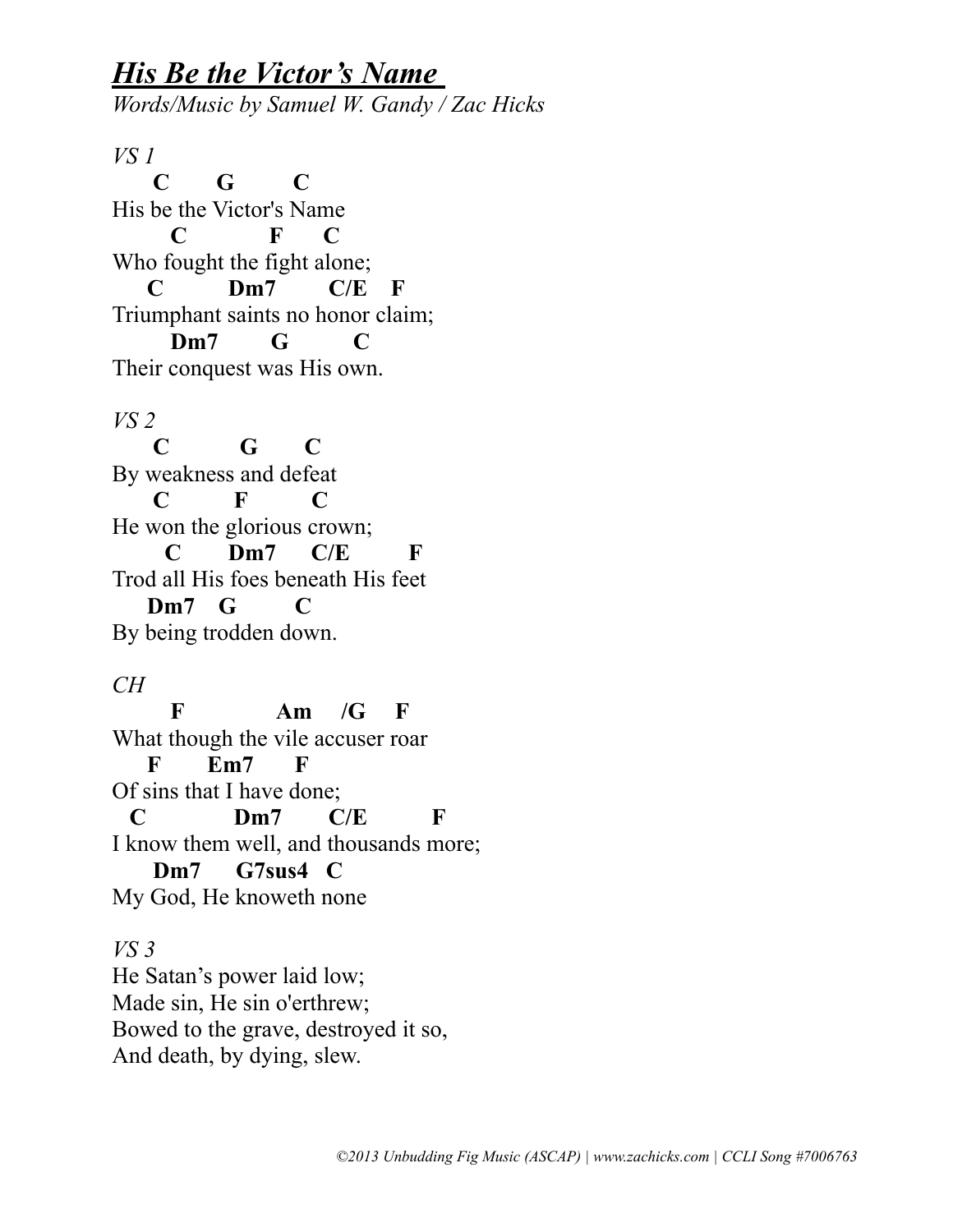## ***His Be the Victor's Name***

*Words/Music by Samuel W. Gandy / Zac Hicks*

*VS 1*

```
     C       G         C
His be the Victor's Name
       C             F      C
Who fought the fight alone;
    C          Dm7        C/E    F
Triumphant saints no honor claim;
       Dm7        G          C
Their conquest was His own.
```

*VS 2*

```
     C           G       C
By weakness and defeat
     C          F          C
He won the glorious crown;
      C        Dm7      C/E         F
Trod all His foes beneath His feet
    Dm7    G         C
By being trodden down.
```

*CH*

```
       F              Am     /G     F
What though the vile accuser roar
    F       Em7      F
Of sins that I have done;
  C              Dm7       C/E          F
I know them well, and thousands more;
     Dm7      G7sus4   C
My God, He knoweth none
```

*VS 3*

He Satan's power laid low;
Made sin, He sin o'erthrew;
Bowed to the grave, destroyed it so,
And death, by dying, slew.

*©2013 Unbudding Fig Music (ASCAP) | www.zachicks.com | CCLI Song #7006763*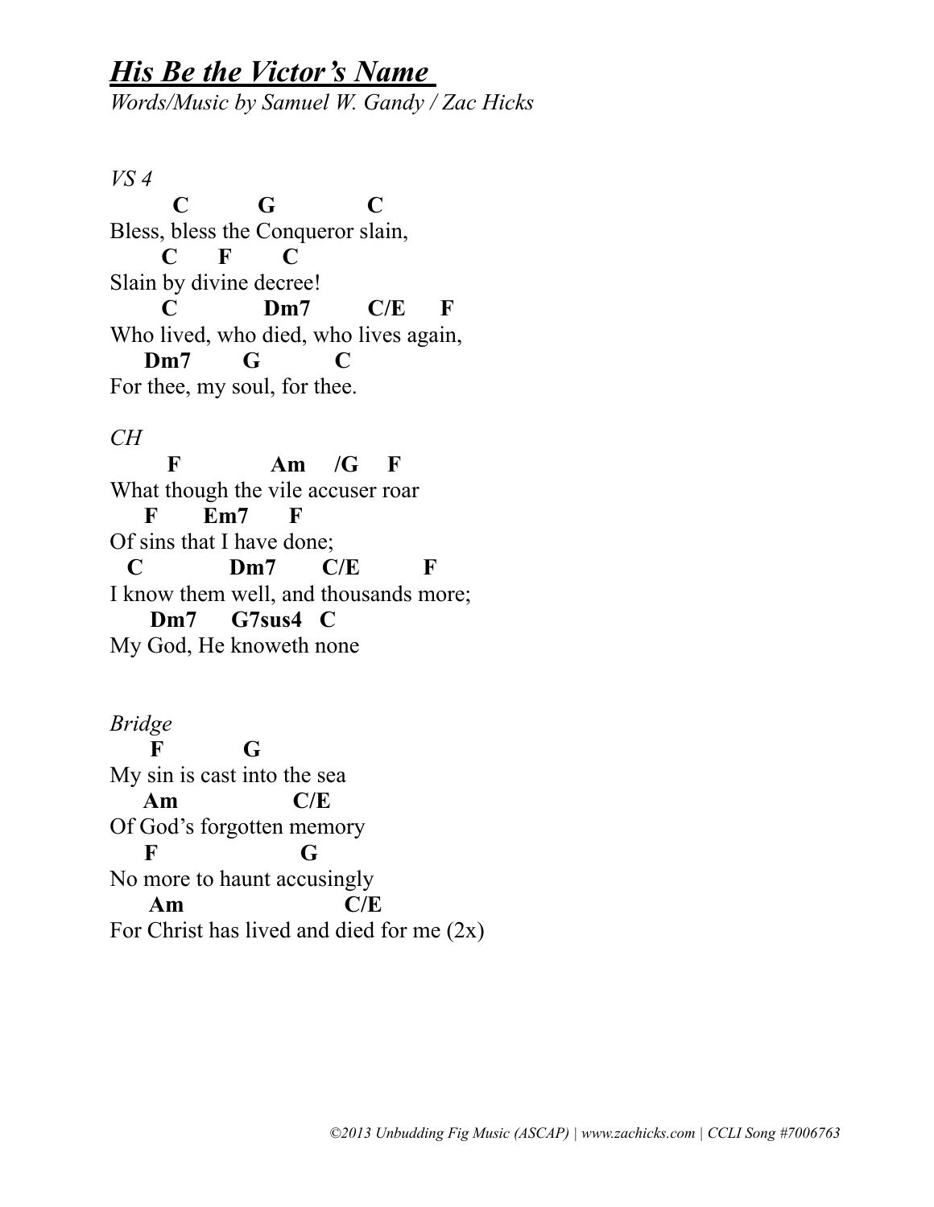# ***His Be the Victor's Name***

*Words/Music by Samuel W. Gandy / Zac Hicks*

*VS 4*

```
         C          G             C
Bless, bless the Conqueror slain,
       C      F        C
Slain by divine decree!
       C             Dm7         C/E      F
Who lived, who died, who lives again,
     Dm7        G           C
For thee, my soul, for thee.
```

*CH*

```
        F              Am     /G     F
What though the vile accuser roar
     F       Em7      F
Of sins that I have done;
  C             Dm7       C/E          F
I know them well, and thousands more;
      Dm7      G7sus4   C
My God, He knoweth none
```

*Bridge*

```
     F           G
My sin is cast into the sea
     Am                C/E
Of God's forgotten memory
     F                     G
No more to haunt accusingly
      Am                        C/E
For Christ has lived and died for me (2x)
```

*©2013 Unbudding Fig Music (ASCAP) | www.zachicks.com | CCLI Song #7006763*